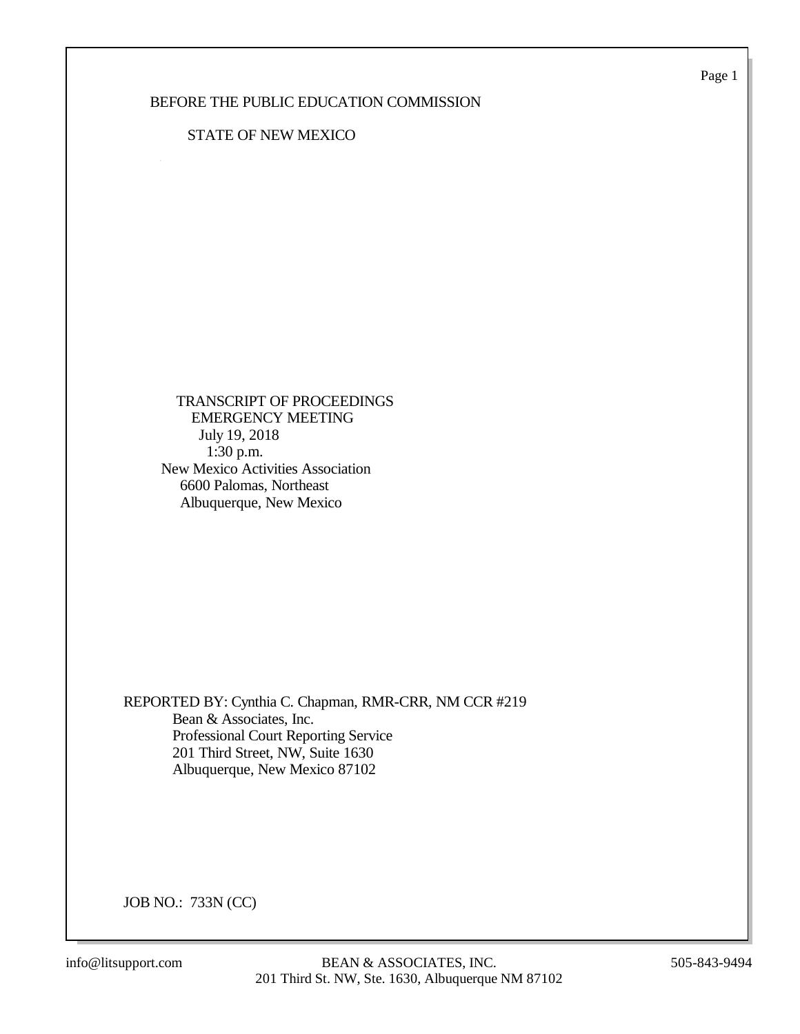BEFORE THE PUBLIC EDUCATION COMMISSION

STATE OF NEW MEXICO

TRANSCRIPT OF PROCEEDINGS
EMERGENCY MEETING
July 19, 2018
1:30 p.m.
New Mexico Activities Association
6600 Palomas, Northeast
Albuquerque, New Mexico

REPORTED BY: Cynthia C. Chapman, RMR-CRR, NM CCR #219
Bean & Associates, Inc.
Professional Court Reporting Service
201 Third Street, NW, Suite 1630
Albuquerque, New Mexico 87102

JOB NO.: 733N (CC)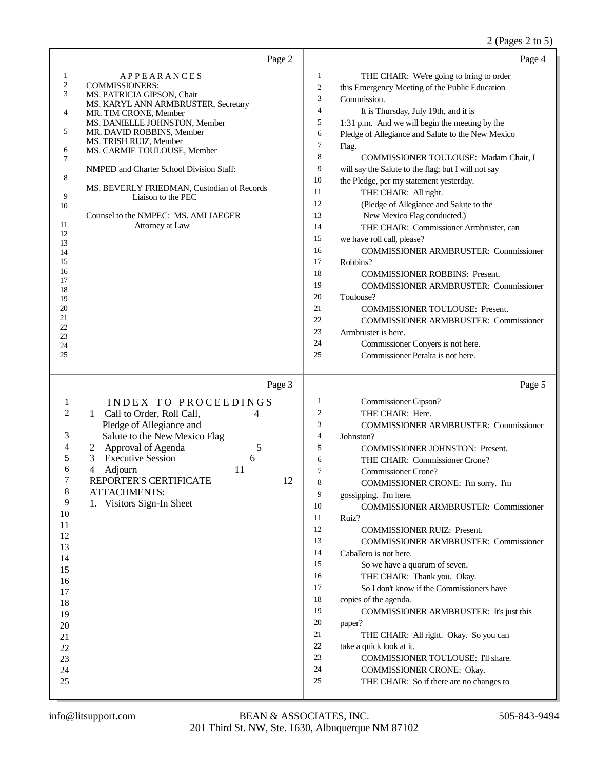## Page 2

APPEARANCES

COMMISSIONERS:

MS. PATRICIA GIPSON, Chair
MS. KARYL ANN ARMBRUSTER, Secretary
MR. TIM CRONE, Member
MS. DANIELLE JOHNSTON, Member
MR. DAVID ROBBINS, Member
MS. TRISH RUIZ, Member
MS. CARMIE TOULOUSE, Member

NMPED and Charter School Division Staff:

MS. BEVERLY FRIEDMAN, Custodian of Records
Liaison to the PEC

Counsel to the NMPEC: MS. AMI JAEGER
Attorney at Law

## Page 3

INDEX TO PROCEEDINGS

| | |
|---|---|
| 1 Call to Order, Roll Call, Pledge of Allegiance and Salute to the New Mexico Flag | 4 |
| 2 Approval of Agenda | 5 |
| 3 Executive Session | 6 |
| 4 Adjourn | 11 |
| REPORTER'S CERTIFICATE | 12 |

ATTACHMENTS:

1. Visitors Sign-In Sheet

## Page 4

THE CHAIR: We're going to bring to order this Emergency Meeting of the Public Education Commission.

It is Thursday, July 19th, and it is 1:31 p.m. And we will begin the meeting by the Pledge of Allegiance and Salute to the New Mexico Flag.

COMMISSIONER TOULOUSE: Madam Chair, I will say the Salute to the flag; but I will not say the Pledge, per my statement yesterday.

THE CHAIR: All right.

(Pledge of Allegiance and Salute to the New Mexico Flag conducted.)

THE CHAIR: Commissioner Armbruster, can we have roll call, please?

COMMISSIONER ARMBRUSTER: Commissioner Robbins?

COMMISSIONER ROBBINS: Present.

COMMISSIONER ARMBRUSTER: Commissioner Toulouse?

COMMISSIONER TOULOUSE: Present.

COMMISSIONER ARMBRUSTER: Commissioner Armbruster is here.

Commissioner Conyers is not here.

Commissioner Peralta is not here.

## Page 5

Commissioner Gipson?

THE CHAIR: Here.

COMMISSIONER ARMBRUSTER: Commissioner Johnston?

COMMISSIONER JOHNSTON: Present.

THE CHAIR: Commissioner Crone?

Commissioner Crone?

COMMISSIONER CRONE: I'm sorry. I'm gossipping. I'm here.

COMMISSIONER ARMBRUSTER: Commissioner Ruiz?

COMMISSIONER RUIZ: Present.

COMMISSIONER ARMBRUSTER: Commissioner Caballero is not here.

So we have a quorum of seven.

THE CHAIR: Thank you. Okay.

So I don't know if the Commissioners have copies of the agenda.

COMMISSIONER ARMBRUSTER: It's just this paper?

THE CHAIR: All right. Okay. So you can take a quick look at it.

COMMISSIONER TOULOUSE: I'll share.

COMMISSIONER CRONE: Okay.

THE CHAIR: So if there are no changes to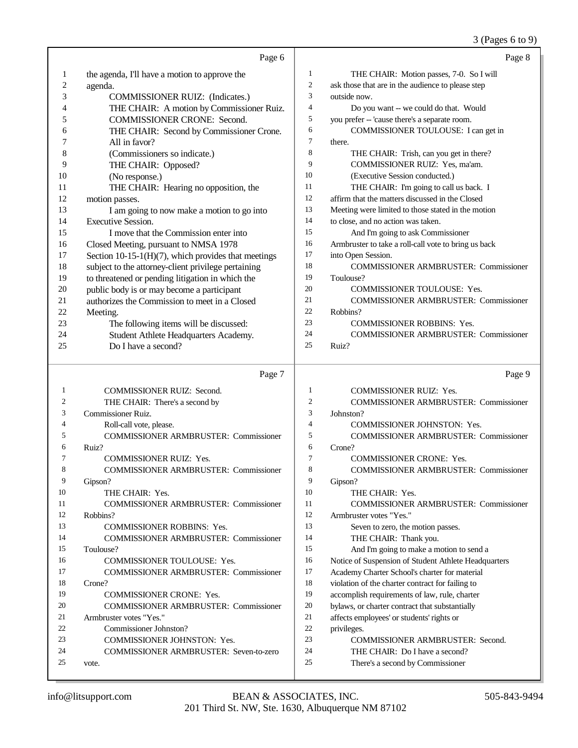Page 6

1 the agenda, I'll have a motion to approve the
2 agenda.
3 COMMISSIONER RUIZ: (Indicates.)
4 THE CHAIR: A motion by Commissioner Ruiz.
5 COMMISSIONER CRONE: Second.
6 THE CHAIR: Second by Commissioner Crone.
7 All in favor?
8 (Commissioners so indicate.)
9 THE CHAIR: Opposed?
10 (No response.)
11 THE CHAIR: Hearing no opposition, the
12 motion passes.
13 I am going to now make a motion to go into
14 Executive Session.
15 I move that the Commission enter into
16 Closed Meeting, pursuant to NMSA 1978
17 Section 10-15-1(H)(7), which provides that meetings
18 subject to the attorney-client privilege pertaining
19 to threatened or pending litigation in which the
20 public body is or may become a participant
21 authorizes the Commission to meet in a Closed
22 Meeting.
23 The following items will be discussed:
24 Student Athlete Headquarters Academy.
25 Do I have a second?

Page 7

1 COMMISSIONER RUIZ: Second.
2 THE CHAIR: There's a second by
3 Commissioner Ruiz.
4 Roll-call vote, please.
5 COMMISSIONER ARMBRUSTER: Commissioner
6 Ruiz?
7 COMMISSIONER RUIZ: Yes.
8 COMMISSIONER ARMBRUSTER: Commissioner
9 Gipson?
10 THE CHAIR: Yes.
11 COMMISSIONER ARMBRUSTER: Commissioner
12 Robbins?
13 COMMISSIONER ROBBINS: Yes.
14 COMMISSIONER ARMBRUSTER: Commissioner
15 Toulouse?
16 COMMISSIONER TOULOUSE: Yes.
17 COMMISSIONER ARMBRUSTER: Commissioner
18 Crone?
19 COMMISSIONER CRONE: Yes.
20 COMMISSIONER ARMBRUSTER: Commissioner
21 Armbruster votes "Yes."
22 Commissioner Johnston?
23 COMMISSIONER JOHNSTON: Yes.
24 COMMISSIONER ARMBRUSTER: Seven-to-zero
25 vote.

Page 8

1 THE CHAIR: Motion passes, 7-0. So I will
2 ask those that are in the audience to please step
3 outside now.
4 Do you want -- we could do that. Would
5 you prefer -- 'cause there's a separate room.
6 COMMISSIONER TOULOUSE: I can get in
7 there.
8 THE CHAIR: Trish, can you get in there?
9 COMMISSIONER RUIZ: Yes, ma'am.
10 (Executive Session conducted.)
11 THE CHAIR: I'm going to call us back. I
12 affirm that the matters discussed in the Closed
13 Meeting were limited to those stated in the motion
14 to close, and no action was taken.
15 And I'm going to ask Commissioner
16 Armbruster to take a roll-call vote to bring us back
17 into Open Session.
18 COMMISSIONER ARMBRUSTER: Commissioner
19 Toulouse?
20 COMMISSIONER TOULOUSE: Yes.
21 COMMISSIONER ARMBRUSTER: Commissioner
22 Robbins?
23 COMMISSIONER ROBBINS: Yes.
24 COMMISSIONER ARMBRUSTER: Commissioner
25 Ruiz?

Page 9

1 COMMISSIONER RUIZ: Yes.
2 COMMISSIONER ARMBRUSTER: Commissioner
3 Johnston?
4 COMMISSIONER JOHNSTON: Yes.
5 COMMISSIONER ARMBRUSTER: Commissioner
6 Crone?
7 COMMISSIONER CRONE: Yes.
8 COMMISSIONER ARMBRUSTER: Commissioner
9 Gipson?
10 THE CHAIR: Yes.
11 COMMISSIONER ARMBRUSTER: Commissioner
12 Armbruster votes "Yes."
13 Seven to zero, the motion passes.
14 THE CHAIR: Thank you.
15 And I'm going to make a motion to send a
16 Notice of Suspension of Student Athlete Headquarters
17 Academy Charter School's charter for material
18 violation of the charter contract for failing to
19 accomplish requirements of law, rule, charter
20 bylaws, or charter contract that substantially
21 affects employees' or students' rights or
22 privileges.
23 COMMISSIONER ARMBRUSTER: Second.
24 THE CHAIR: Do I have a second?
25 There's a second by Commissioner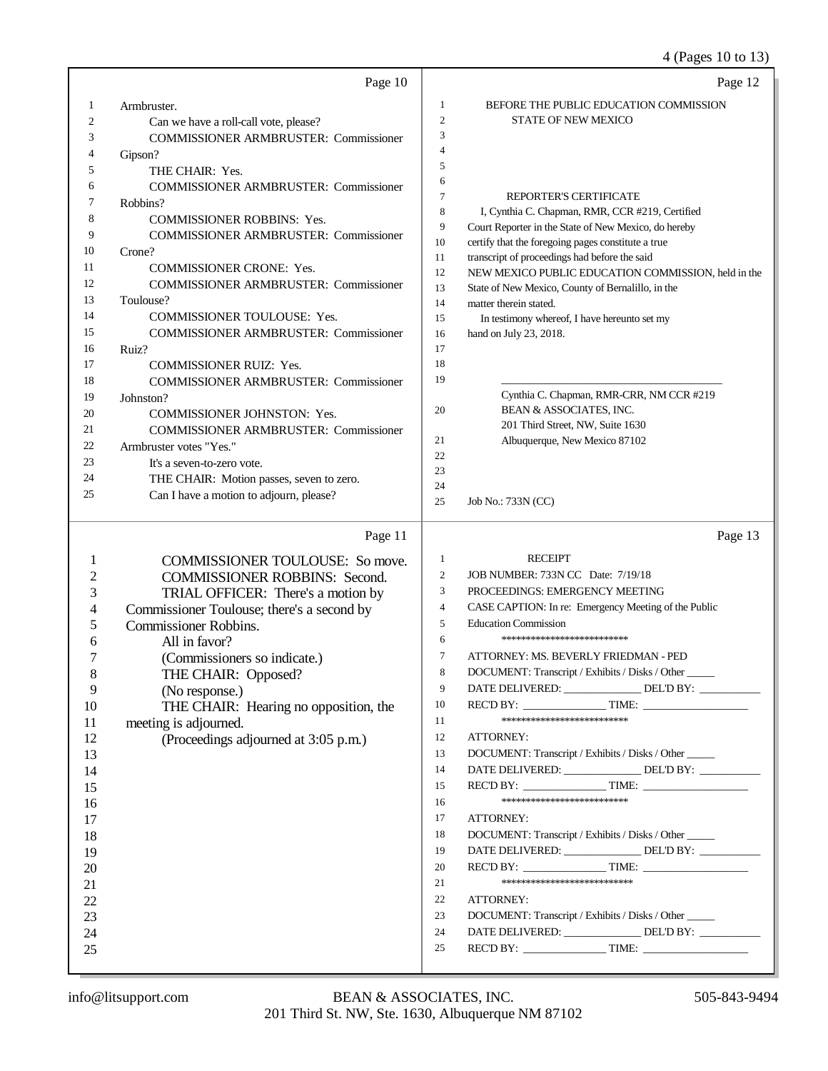Page 10

1 Armbruster.
2 Can we have a roll-call vote, please?
3 COMMISSIONER ARMBRUSTER: Commissioner
4 Gipson?
5 THE CHAIR: Yes.
6 COMMISSIONER ARMBRUSTER: Commissioner
7 Robbins?
8 COMMISSIONER ROBBINS: Yes.
9 COMMISSIONER ARMBRUSTER: Commissioner
10 Crone?
11 COMMISSIONER CRONE: Yes.
12 COMMISSIONER ARMBRUSTER: Commissioner
13 Toulouse?
14 COMMISSIONER TOULOUSE: Yes.
15 COMMISSIONER ARMBRUSTER: Commissioner
16 Ruiz?
17 COMMISSIONER RUIZ: Yes.
18 COMMISSIONER ARMBRUSTER: Commissioner
19 Johnston?
20 COMMISSIONER JOHNSTON: Yes.
21 COMMISSIONER ARMBRUSTER: Commissioner
22 Armbruster votes "Yes."
23 It's a seven-to-zero vote.
24 THE CHAIR: Motion passes, seven to zero.
25 Can I have a motion to adjourn, please?

Page 11

1 COMMISSIONER TOULOUSE: So move.
2 COMMISSIONER ROBBINS: Second.
3 TRIAL OFFICER: There's a motion by
4 Commissioner Toulouse; there's a second by
5 Commissioner Robbins.
6 All in favor?
7 (Commissioners so indicate.)
8 THE CHAIR: Opposed?
9 (No response.)
10 THE CHAIR: Hearing no opposition, the
11 meeting is adjourned.
12 (Proceedings adjourned at 3:05 p.m.)
13
14
15
16
17
18
19
20
21
22
23
24
25

Page 12

1 BEFORE THE PUBLIC EDUCATION COMMISSION
2 STATE OF NEW MEXICO
3
4
5
6
7 REPORTER'S CERTIFICATE
8 I, Cynthia C. Chapman, RMR, CCR #219, Certified
9 Court Reporter in the State of New Mexico, do hereby
10 certify that the foregoing pages constitute a true
11 transcript of proceedings had before the said
12 NEW MEXICO PUBLIC EDUCATION COMMISSION, held in the
13 State of New Mexico, County of Bernalillo, in the
14 matter therein stated.
15 In testimony whereof, I have hereunto set my
16 hand on July 23, 2018.
17
18
19 \_\_\_\_\_\_\_\_\_\_\_\_\_\_\_\_\_\_\_\_\_\_\_\_\_\_\_\_\_\_\_\_\_\_\_\_\_\_
Cynthia C. Chapman, RMR-CRR, NM CCR #219
20 BEAN & ASSOCIATES, INC.
201 Third Street, NW, Suite 1630
21 Albuquerque, New Mexico 87102
22
23
24
25 Job No.: 733N (CC)

Page 13

1 RECEIPT
2 JOB NUMBER: 733N CC Date: 7/19/18
3 PROCEEDINGS: EMERGENCY MEETING
4 CASE CAPTION: In re: Emergency Meeting of the Public
5 Education Commission
6 **************************
7 ATTORNEY: MS. BEVERLY FRIEDMAN - PED
8 DOCUMENT: Transcript / Exhibits / Disks / Other \_\_\_\_\_
9 DATE DELIVERED: \_\_\_\_\_\_\_\_\_\_\_\_\_\_ DEL'D BY: \_\_\_\_\_\_\_\_\_\_\_
10 REC'D BY: \_\_\_\_\_\_\_\_\_\_\_\_\_\_\_ TIME: \_\_\_\_\_\_\_\_\_\_\_\_\_\_\_\_\_\_\_
11 **************************
12 ATTORNEY:
13 DOCUMENT: Transcript / Exhibits / Disks / Other \_\_\_\_\_
14 DATE DELIVERED: \_\_\_\_\_\_\_\_\_\_\_\_\_\_ DEL'D BY: \_\_\_\_\_\_\_\_\_\_\_
15 REC'D BY: \_\_\_\_\_\_\_\_\_\_\_\_\_\_\_ TIME: \_\_\_\_\_\_\_\_\_\_\_\_\_\_\_\_\_\_\_
16 **************************
17 ATTORNEY:
18 DOCUMENT: Transcript / Exhibits / Disks / Other \_\_\_\_\_
19 DATE DELIVERED: \_\_\_\_\_\_\_\_\_\_\_\_\_\_ DEL'D BY: \_\_\_\_\_\_\_\_\_\_\_
20 REC'D BY: \_\_\_\_\_\_\_\_\_\_\_\_\_\_\_ TIME: \_\_\_\_\_\_\_\_\_\_\_\_\_\_\_\_\_\_\_
21 ***************************
22 ATTORNEY:
23 DOCUMENT: Transcript / Exhibits / Disks / Other \_\_\_\_\_
24 DATE DELIVERED: \_\_\_\_\_\_\_\_\_\_\_\_\_\_ DEL'D BY: \_\_\_\_\_\_\_\_\_\_\_
25 REC'D BY: \_\_\_\_\_\_\_\_\_\_\_\_\_\_\_ TIME: \_\_\_\_\_\_\_\_\_\_\_\_\_\_\_\_\_\_\_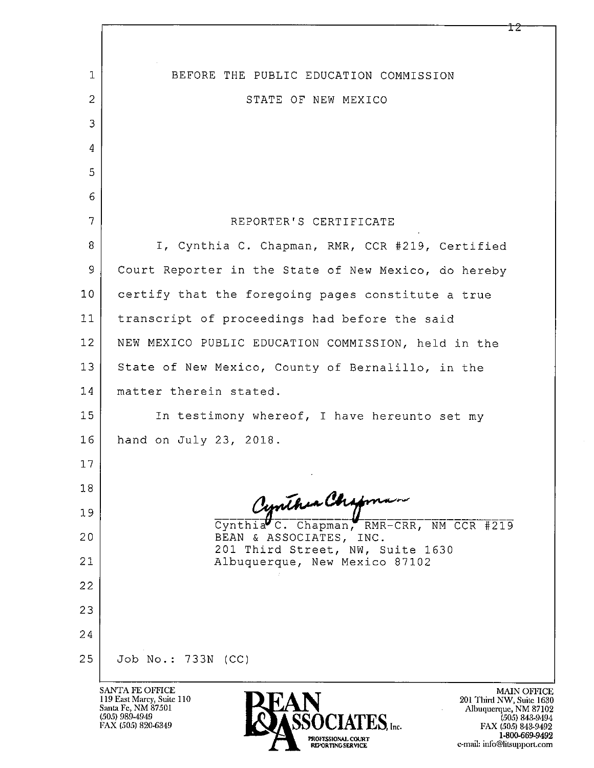BEFORE THE PUBLIC EDUCATION COMMISSION

STATE OF NEW MEXICO

REPORTER'S CERTIFICATE

I, Cynthia C. Chapman, RMR, CCR #219, Certified Court Reporter in the State of New Mexico, do hereby certify that the foregoing pages constitute a true transcript of proceedings had before the said NEW MEXICO PUBLIC EDUCATION COMMISSION, held in the State of New Mexico, County of Bernalillo, in the matter therein stated.

In testimony whereof, I have hereunto set my hand on July 23, 2018.

Cynthia C. Chapman, RMR-CRR, NM CCR #219
BEAN & ASSOCIATES, INC.
201 Third Street, NW, Suite 1630
Albuquerque, New Mexico 87102

Job No.: 733N (CC)

SANTA FE OFFICE
119 East Marcy, Suite 110
Santa Fe, NM 87501
(505) 989-4949
FAX (505) 820-6349

BEAN & ASSOCIATES, Inc.
PROFESSIONAL COURT REPORTING SERVICE

MAIN OFFICE
201 Third NW, Suite 1630
Albuquerque, NM 87102
(505) 843-9494
FAX (505) 843-9492
1-800-669-9492
e-mail: info@litsupport.com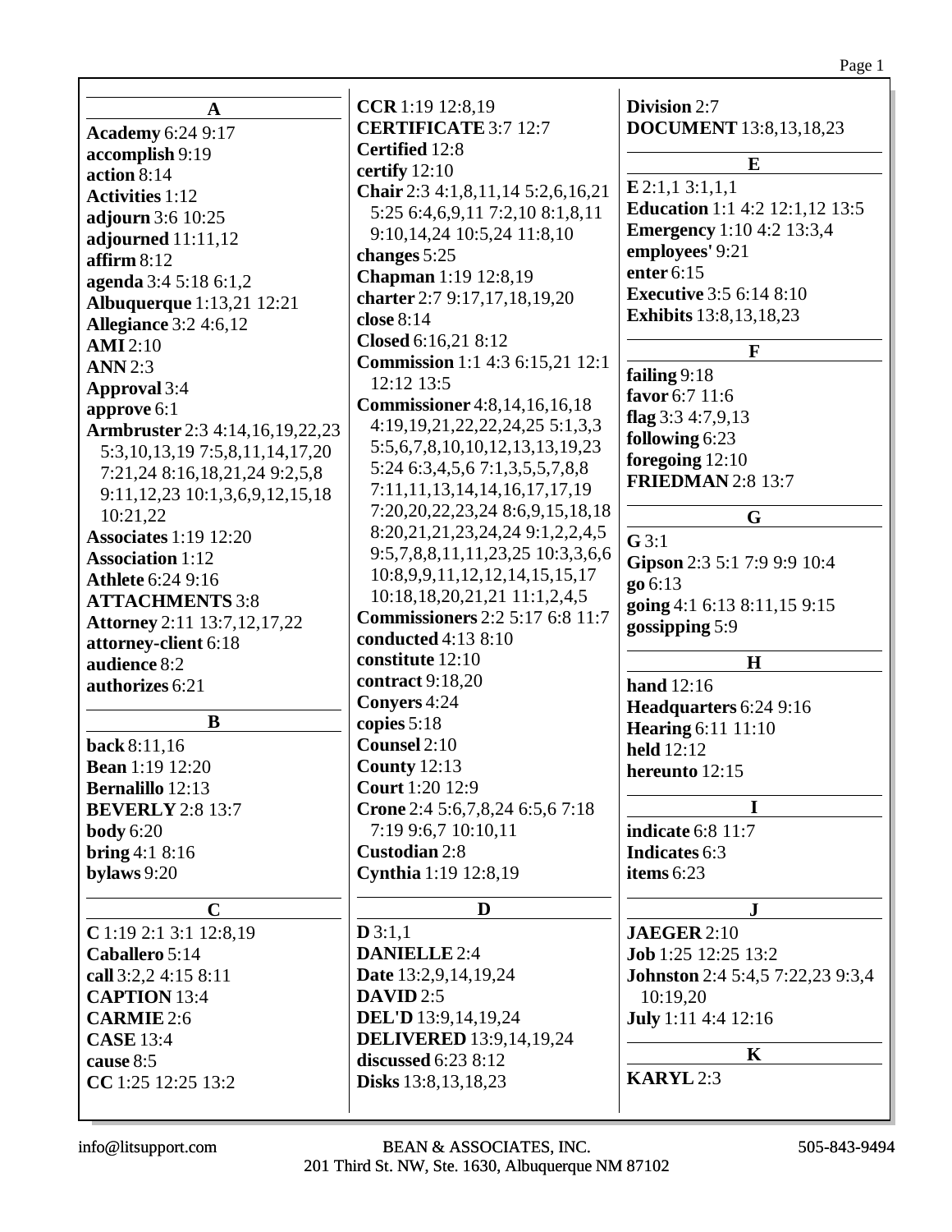## A

**Academy** 6:24 9:17
**accomplish** 9:19
**action** 8:14
**Activities** 1:12
**adjourn** 3:6 10:25
**adjourned** 11:11,12
**affirm** 8:12
**agenda** 3:4 5:18 6:1,2
**Albuquerque** 1:13,21 12:21
**Allegiance** 3:2 4:6,12
**AMI** 2:10
**ANN** 2:3
**Approval** 3:4
**approve** 6:1
**Armbruster** 2:3 4:14,16,19,22,23 5:3,10,13,19 7:5,8,11,14,17,20 7:21,24 8:16,18,21,24 9:2,5,8 9:11,12,23 10:1,3,6,9,12,15,18 10:21,22
**Associates** 1:19 12:20
**Association** 1:12
**Athlete** 6:24 9:16
**ATTACHMENTS** 3:8
**Attorney** 2:11 13:7,12,17,22
**attorney-client** 6:18
**audience** 8:2
**authorizes** 6:21

## B

**back** 8:11,16
**Bean** 1:19 12:20
**Bernalillo** 12:13
**BEVERLY** 2:8 13:7
**body** 6:20
**bring** 4:1 8:16
**bylaws** 9:20

## C

**C** 1:19 2:1 3:1 12:8,19
**Caballero** 5:14
**call** 3:2,2 4:15 8:11
**CAPTION** 13:4
**CARMIE** 2:6
**CASE** 13:4
**cause** 8:5
**CC** 1:25 12:25 13:2
**CCR** 1:19 12:8,19
**CERTIFICATE** 3:7 12:7
**Certified** 12:8
**certify** 12:10
**Chair** 2:3 4:1,8,11,14 5:2,6,16,21 5:25 6:4,6,9,11 7:2,10 8:1,8,11 9:10,14,24 10:5,24 11:8,10
**changes** 5:25
**Chapman** 1:19 12:8,19
**charter** 2:7 9:17,17,18,19,20
**close** 8:14
**Closed** 6:16,21 8:12
**Commission** 1:1 4:3 6:15,21 12:1 12:12 13:5
**Commissioner** 4:8,14,16,16,18 4:19,19,21,22,22,24,25 5:1,3,3 5:5,6,7,8,10,10,12,13,13,19,23 5:24 6:3,4,5,6 7:1,3,5,5,7,8,8 7:11,11,13,14,14,16,17,17,19 7:20,20,22,23,24 8:6,9,15,18,18 8:20,21,21,23,24,24 9:1,2,2,4,5 9:5,7,8,8,11,11,23,25 10:3,3,6,6 10:8,9,9,11,12,12,14,15,15,17 10:18,18,20,21,21 11:1,2,4,5
**Commissioners** 2:2 5:17 6:8 11:7
**conducted** 4:13 8:10
**constitute** 12:10
**contract** 9:18,20
**Conyers** 4:24
**copies** 5:18
**Counsel** 2:10
**County** 12:13
**Court** 1:20 12:9
**Crone** 2:4 5:6,7,8,24 6:5,6 7:18 7:19 9:6,7 10:10,11
**Custodian** 2:8
**Cynthia** 1:19 12:8,19

## D

**D** 3:1,1
**DANIELLE** 2:4
**Date** 13:2,9,14,19,24
**DAVID** 2:5
**DEL'D** 13:9,14,19,24
**DELIVERED** 13:9,14,19,24
**discussed** 6:23 8:12
**Disks** 13:8,13,18,23
**Division** 2:7
**DOCUMENT** 13:8,13,18,23

## E

**E** 2:1,1 3:1,1,1
**Education** 1:1 4:2 12:1,12 13:5
**Emergency** 1:10 4:2 13:3,4
**employees'** 9:21
**enter** 6:15
**Executive** 3:5 6:14 8:10
**Exhibits** 13:8,13,18,23

## F

**failing** 9:18
**favor** 6:7 11:6
**flag** 3:3 4:7,9,13
**following** 6:23
**foregoing** 12:10
**FRIEDMAN** 2:8 13:7

## G

**G** 3:1
**Gipson** 2:3 5:1 7:9 9:9 10:4
**go** 6:13
**going** 4:1 6:13 8:11,15 9:15
**gossipping** 5:9

## H

**hand** 12:16
**Headquarters** 6:24 9:16
**Hearing** 6:11 11:10
**held** 12:12
**hereunto** 12:15

## I

**indicate** 6:8 11:7
**Indicates** 6:3
**items** 6:23

## J

**JAEGER** 2:10
**Job** 1:25 12:25 13:2
**Johnston** 2:4 5:4,5 7:22,23 9:3,4 10:19,20
**July** 1:11 4:4 12:16

## K

**KARYL** 2:3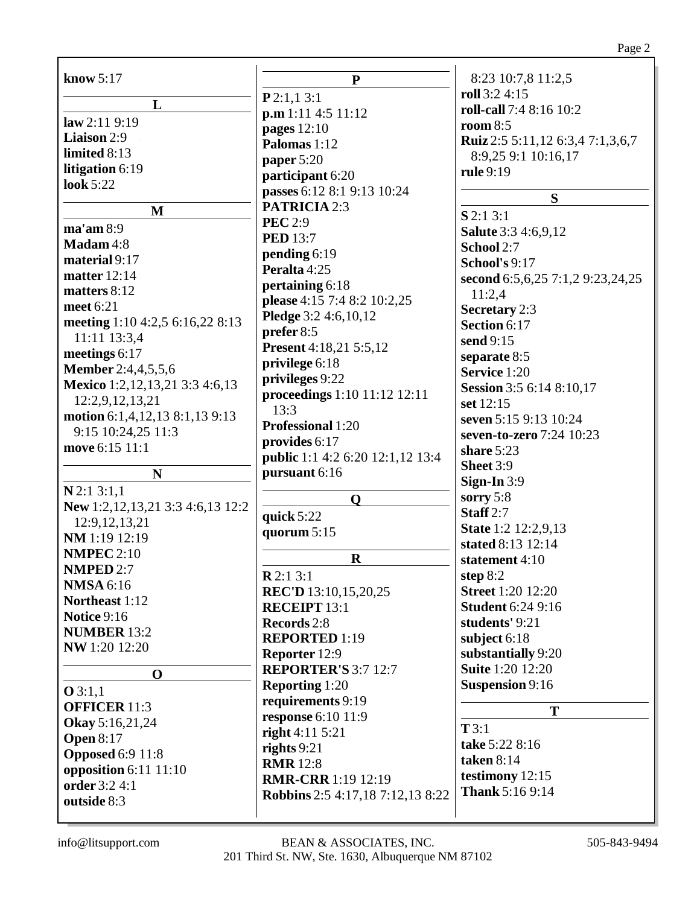**know** 5:17

**L**

**law** 2:11 9:19
**Liaison** 2:9
**limited** 8:13
**litigation** 6:19
**look** 5:22

**M**

**ma'am** 8:9
**Madam** 4:8
**material** 9:17
**matter** 12:14
**matters** 8:12
**meet** 6:21
**meeting** 1:10 4:2,5 6:16,22 8:13 11:11 13:3,4
**meetings** 6:17
**Member** 2:4,4,5,5,6
**Mexico** 1:2,12,13,21 3:3 4:6,13 12:2,9,12,13,21
**motion** 6:1,4,12,13 8:1,13 9:13 9:15 10:24,25 11:3
**move** 6:15 11:1

**N**

**N** 2:1 3:1,1
**New** 1:2,12,13,21 3:3 4:6,13 12:2 12:9,12,13,21
**NM** 1:19 12:19
**NMPEC** 2:10
**NMPED** 2:7
**NMSA** 6:16
**Northeast** 1:12
**Notice** 9:16
**NUMBER** 13:2
**NW** 1:20 12:20

**O**

**O** 3:1,1
**OFFICER** 11:3
**Okay** 5:16,21,24
**Open** 8:17
**Opposed** 6:9 11:8
**opposition** 6:11 11:10
**order** 3:2 4:1
**outside** 8:3

**P**

**P** 2:1,1 3:1
**p.m** 1:11 4:5 11:12
**pages** 12:10
**Palomas** 1:12
**paper** 5:20
**participant** 6:20
**passes** 6:12 8:1 9:13 10:24
**PATRICIA** 2:3
**PEC** 2:9
**PED** 13:7
**pending** 6:19
**Peralta** 4:25
**pertaining** 6:18
**please** 4:15 7:4 8:2 10:2,25
**Pledge** 3:2 4:6,10,12
**prefer** 8:5
**Present** 4:18,21 5:5,12
**privilege** 6:18
**privileges** 9:22
**proceedings** 1:10 11:12 12:11 13:3
**Professional** 1:20
**provides** 6:17
**public** 1:1 4:2 6:20 12:1,12 13:4
**pursuant** 6:16

**Q**

**quick** 5:22
**quorum** 5:15

**R**

**R** 2:1 3:1
**REC'D** 13:10,15,20,25
**RECEIPT** 13:1
**Records** 2:8
**REPORTED** 1:19
**Reporter** 12:9
**REPORTER'S** 3:7 12:7
**Reporting** 1:20
**requirements** 9:19
**response** 6:10 11:9
**right** 4:11 5:21
**rights** 9:21
**RMR** 12:8
**RMR-CRR** 1:19 12:19
**Robbins** 2:5 4:17,18 7:12,13 8:22 8:23 10:7,8 11:2,5
**roll** 3:2 4:15
**roll-call** 7:4 8:16 10:2
**room** 8:5
**Ruiz** 2:5 5:11,12 6:3,4 7:1,3,6,7 8:9,25 9:1 10:16,17
**rule** 9:19

**S**

**S** 2:1 3:1
**Salute** 3:3 4:6,9,12
**School** 2:7
**School's** 9:17
**second** 6:5,6,25 7:1,2 9:23,24,25 11:2,4
**Secretary** 2:3
**Section** 6:17
**send** 9:15
**separate** 8:5
**Service** 1:20
**Session** 3:5 6:14 8:10,17
**set** 12:15
**seven** 5:15 9:13 10:24
**seven-to-zero** 7:24 10:23
**share** 5:23
**Sheet** 3:9
**Sign-In** 3:9
**sorry** 5:8
**Staff** 2:7
**State** 1:2 12:2,9,13
**stated** 8:13 12:14
**statement** 4:10
**step** 8:2
**Street** 1:20 12:20
**Student** 6:24 9:16
**students'** 9:21
**subject** 6:18
**substantially** 9:20
**Suite** 1:20 12:20
**Suspension** 9:16

**T**

**T** 3:1
**take** 5:22 8:16
**taken** 8:14
**testimony** 12:15
**Thank** 5:16 9:14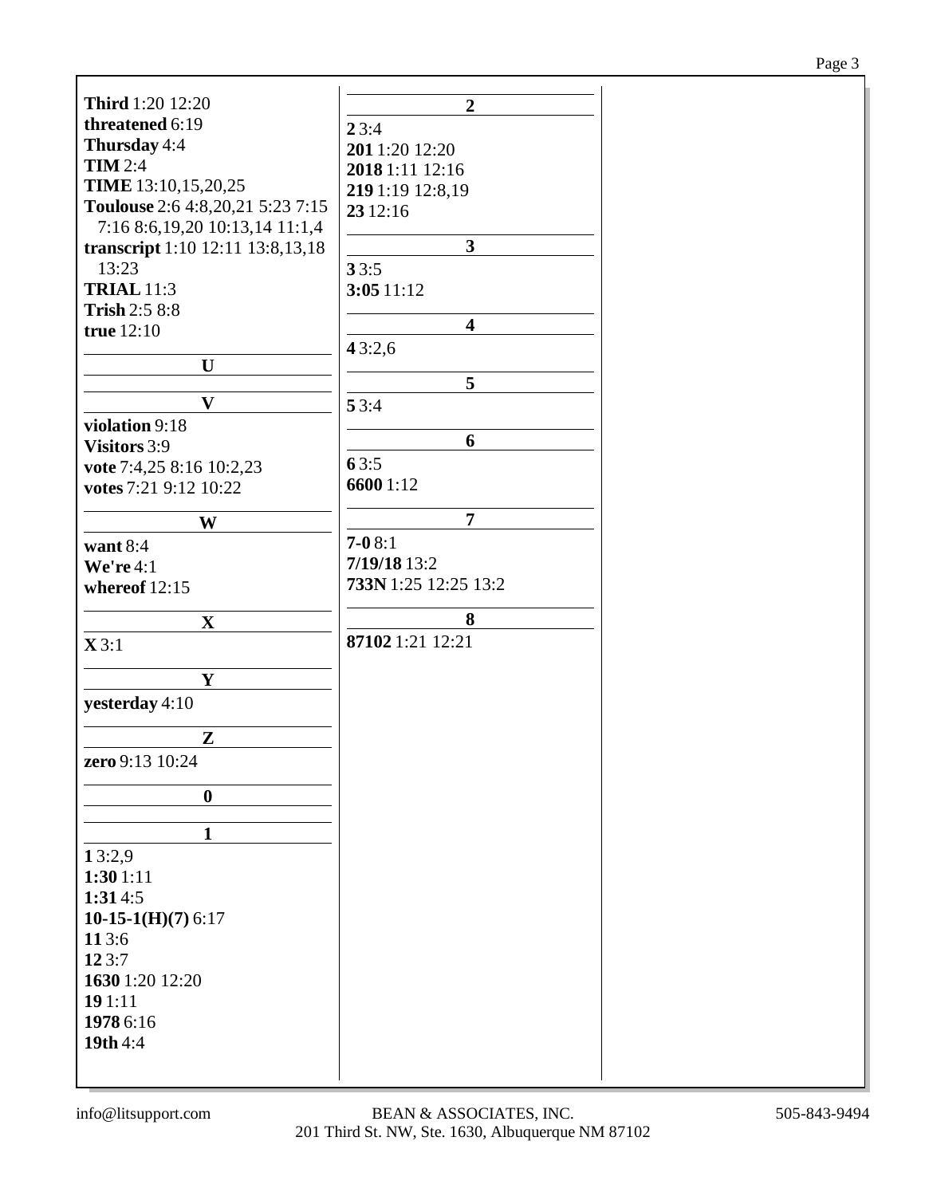**Third** 1:20 12:20
**threatened** 6:19
**Thursday** 4:4
**TIM** 2:4
**TIME** 13:10,15,20,25
**Toulouse** 2:6 4:8,20,21 5:23 7:15 7:16 8:6,19,20 10:13,14 11:1,4
**transcript** 1:10 12:11 13:8,13,18 13:23
**TRIAL** 11:3
**Trish** 2:5 8:8
**true** 12:10

**U**

**V**

**violation** 9:18
**Visitors** 3:9
**vote** 7:4,25 8:16 10:2,23
**votes** 7:21 9:12 10:22

**W**

**want** 8:4
**We're** 4:1
**whereof** 12:15

**X**

**X** 3:1

**Y**

**yesterday** 4:10

**Z**

**zero** 9:13 10:24

**0**

**1**

**1** 3:2,9
**1:30** 1:11
**1:31** 4:5
**10-15-1(H)(7)** 6:17
**11** 3:6
**12** 3:7
**1630** 1:20 12:20
**19** 1:11
**1978** 6:16
**19th** 4:4

**2**

**2** 3:4
**201** 1:20 12:20
**2018** 1:11 12:16
**219** 1:19 12:8,19
**23** 12:16

**3**

**3** 3:5
**3:05** 11:12

**4**

**4** 3:2,6

**5**

**5** 3:4

**6**

**6** 3:5
**6600** 1:12

**7**

**7-0** 8:1
**7/19/18** 13:2
**733N** 1:25 12:25 13:2

**8**

**87102** 1:21 12:21